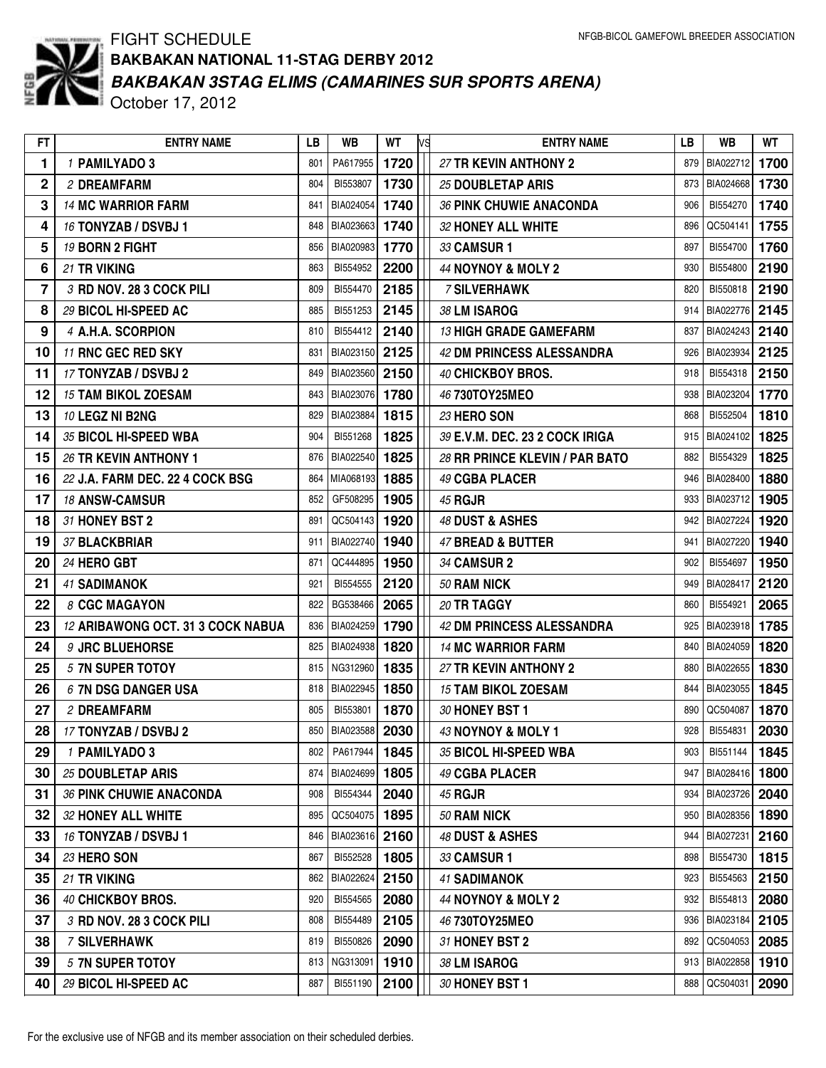# FIGHT SCHEDULE

NFGB-BICOL GAMEFOWL BREEDER ASSOCIATION

## BAKBAKAN NATIONAL 11-STAG DERBY 2012

### *BAKBAKAN 3STAG ELIMS (CAMARINES SUR SPORTS ARENA)*

October 17, 2012

| FT | ENTRY NAME | LB | WB | WT | VS | ENTRY NAME | LB | WB | WT |
|---|---|---|---|---|---|---|---|---|---|
| 1 | *1* **PAMILYADO 3** | 801 | PA617955 | **1720** | | *27* **TR KEVIN ANTHONY 2** | 879 | BIA022712 | **1700** |
| 2 | *2* **DREAMFARM** | 804 | BI553807 | **1730** | | *25* **DOUBLETAP ARIS** | 873 | BIA024668 | **1730** |
| 3 | *14* **MC WARRIOR FARM** | 841 | BIA024054 | **1740** | | *36* **PINK CHUWIE ANACONDA** | 906 | BI554270 | **1740** |
| 4 | *16* **TONYZAB / DSVBJ 1** | 848 | BIA023663 | **1740** | | *32* **HONEY ALL WHITE** | 896 | QC504141 | **1755** |
| 5 | *19* **BORN 2 FIGHT** | 856 | BIA020983 | **1770** | | *33* **CAMSUR 1** | 897 | BI554700 | **1760** |
| 6 | *21* **TR VIKING** | 863 | BI554952 | **2200** | | *44* **NOYNOY & MOLY 2** | 930 | BI554800 | **2190** |
| 7 | *3* **RD NOV. 28 3 COCK PILI** | 809 | BI554470 | **2185** | | *7* **SILVERHAWK** | 820 | BI550818 | **2190** |
| 8 | *29* **BICOL HI-SPEED AC** | 885 | BI551253 | **2145** | | *38* **LM ISAROG** | 914 | BIA022776 | **2145** |
| 9 | *4* **A.H.A. SCORPION** | 810 | BI554412 | **2140** | | *13* **HIGH GRADE GAMEFARM** | 837 | BIA024243 | **2140** |
| 10 | *11* **RNC GEC RED SKY** | 831 | BIA023150 | **2125** | | *42* **DM PRINCESS ALESSANDRA** | 926 | BIA023934 | **2125** |
| 11 | *17* **TONYZAB / DSVBJ 2** | 849 | BIA023560 | **2150** | | *40* **CHICKBOY BROS.** | 918 | BI554318 | **2150** |
| 12 | *15* **TAM BIKOL ZOESAM** | 843 | BIA023076 | **1780** | | *46* **730TOY25MEO** | 938 | BIA023204 | **1770** |
| 13 | *10* **LEGZ NI B2NG** | 829 | BIA023884 | **1815** | | *23* **HERO SON** | 868 | BI552504 | **1810** |
| 14 | *35* **BICOL HI-SPEED WBA** | 904 | BI551268 | **1825** | | *39* **E.V.M. DEC. 23 2 COCK IRIGA** | 915 | BIA024102 | **1825** |
| 15 | *26* **TR KEVIN ANTHONY 1** | 876 | BIA022540 | **1825** | | *28* **RR PRINCE KLEVIN / PAR BATO** | 882 | BI554329 | **1825** |
| 16 | *22* **J.A. FARM DEC. 22 4 COCK BSG** | 864 | MIA068193 | **1885** | | *49* **CGBA PLACER** | 946 | BIA028400 | **1880** |
| 17 | *18* **ANSW-CAMSUR** | 852 | GF508295 | **1905** | | *45* **RGJR** | 933 | BIA023712 | **1905** |
| 18 | *31* **HONEY BST 2** | 891 | QC504143 | **1920** | | *48* **DUST & ASHES** | 942 | BIA027224 | **1920** |
| 19 | *37* **BLACKBRIAR** | 911 | BIA022740 | **1940** | | *47* **BREAD & BUTTER** | 941 | BIA027220 | **1940** |
| 20 | *24* **HERO GBT** | 871 | QC444895 | **1950** | | *34* **CAMSUR 2** | 902 | BI554697 | **1950** |
| 21 | *41* **SADIMANOK** | 921 | BI554555 | **2120** | | *50* **RAM NICK** | 949 | BIA028417 | **2120** |
| 22 | *8* **CGC MAGAYON** | 822 | BG538466 | **2065** | | *20* **TR TAGGY** | 860 | BI554921 | **2065** |
| 23 | *12* **ARIBAWONG OCT. 31 3 COCK NABUA** | 836 | BIA024259 | **1790** | | *42* **DM PRINCESS ALESSANDRA** | 925 | BIA023918 | **1785** |
| 24 | *9* **JRC BLUEHORSE** | 825 | BIA024938 | **1820** | | *14* **MC WARRIOR FARM** | 840 | BIA024059 | **1820** |
| 25 | *5* **7N SUPER TOTOY** | 815 | NG312960 | **1835** | | *27* **TR KEVIN ANTHONY 2** | 880 | BIA022655 | **1830** |
| 26 | *6* **7N DSG DANGER USA** | 818 | BIA022945 | **1850** | | *15* **TAM BIKOL ZOESAM** | 844 | BIA023055 | **1845** |
| 27 | *2* **DREAMFARM** | 805 | BI553801 | **1870** | | *30* **HONEY BST 1** | 890 | QC504087 | **1870** |
| 28 | *17* **TONYZAB / DSVBJ 2** | 850 | BIA023588 | **2030** | | *43* **NOYNOY & MOLY 1** | 928 | BI554831 | **2030** |
| 29 | *1* **PAMILYADO 3** | 802 | PA617944 | **1845** | | *35* **BICOL HI-SPEED WBA** | 903 | BI551144 | **1845** |
| 30 | *25* **DOUBLETAP ARIS** | 874 | BIA024699 | **1805** | | *49* **CGBA PLACER** | 947 | BIA028416 | **1800** |
| 31 | *36* **PINK CHUWIE ANACONDA** | 908 | BI554344 | **2040** | | *45* **RGJR** | 934 | BIA023726 | **2040** |
| 32 | *32* **HONEY ALL WHITE** | 895 | QC504075 | **1895** | | *50* **RAM NICK** | 950 | BIA028356 | **1890** |
| 33 | *16* **TONYZAB / DSVBJ 1** | 846 | BIA023616 | **2160** | | *48* **DUST & ASHES** | 944 | BIA027231 | **2160** |
| 34 | *23* **HERO SON** | 867 | BI552528 | **1805** | | *33* **CAMSUR 1** | 898 | BI554730 | **1815** |
| 35 | *21* **TR VIKING** | 862 | BIA022624 | **2150** | | *41* **SADIMANOK** | 923 | BI554563 | **2150** |
| 36 | *40* **CHICKBOY BROS.** | 920 | BI554565 | **2080** | | *44* **NOYNOY & MOLY 2** | 932 | BI554813 | **2080** |
| 37 | *3* **RD NOV. 28 3 COCK PILI** | 808 | BI554489 | **2105** | | *46* **730TOY25MEO** | 936 | BIA023184 | **2105** |
| 38 | *7* **SILVERHAWK** | 819 | BI550826 | **2090** | | *31* **HONEY BST 2** | 892 | QC504053 | **2085** |
| 39 | *5* **7N SUPER TOTOY** | 813 | NG313091 | **1910** | | *38* **LM ISAROG** | 913 | BIA022858 | **1910** |
| 40 | *29* **BICOL HI-SPEED AC** | 887 | BI551190 | **2100** | | *30* **HONEY BST 1** | 888 | QC504031 | **2090** |

For the exclusive use of NFGB and its member association on their scheduled derbies.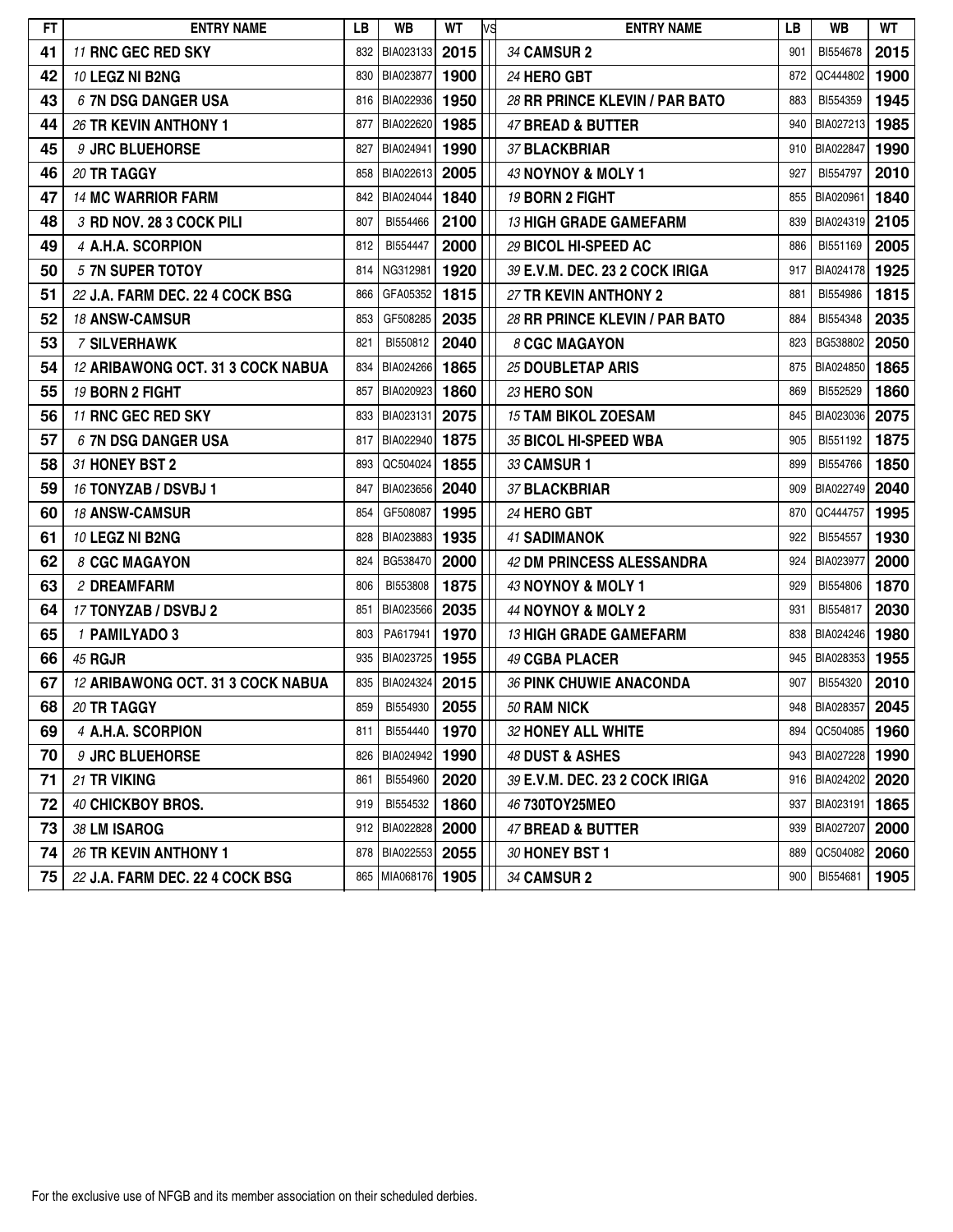| FT | ENTRY NAME | LB | WB | WT | VS | ENTRY NAME | LB | WB | WT |
|---|---|---|---|---|---|---|---|---|---|
| 41 | 11 RNC GEC RED SKY | 832 | BIA023133 | 2015 | | 34 CAMSUR 2 | 901 | BI554678 | 2015 |
| 42 | 10 LEGZ NI B2NG | 830 | BIA023877 | 1900 | | 24 HERO GBT | 872 | QC444802 | 1900 |
| 43 | 6 7N DSG DANGER USA | 816 | BIA022936 | 1950 | | 28 RR PRINCE KLEVIN / PAR BATO | 883 | BI554359 | 1945 |
| 44 | 26 TR KEVIN ANTHONY 1 | 877 | BIA022620 | 1985 | | 47 BREAD & BUTTER | 940 | BIA027213 | 1985 |
| 45 | 9 JRC BLUEHORSE | 827 | BIA024941 | 1990 | | 37 BLACKBRIAR | 910 | BIA022847 | 1990 |
| 46 | 20 TR TAGGY | 858 | BIA022613 | 2005 | | 43 NOYNOY & MOLY 1 | 927 | BI554797 | 2010 |
| 47 | 14 MC WARRIOR FARM | 842 | BIA024044 | 1840 | | 19 BORN 2 FIGHT | 855 | BIA020961 | 1840 |
| 48 | 3 RD NOV. 28 3 COCK PILI | 807 | BI554466 | 2100 | | 13 HIGH GRADE GAMEFARM | 839 | BIA024319 | 2105 |
| 49 | 4 A.H.A. SCORPION | 812 | BI554447 | 2000 | | 29 BICOL HI-SPEED AC | 886 | BI551169 | 2005 |
| 50 | 5 7N SUPER TOTOY | 814 | NG312981 | 1920 | | 39 E.V.M. DEC. 23 2 COCK IRIGA | 917 | BIA024178 | 1925 |
| 51 | 22 J.A. FARM DEC. 22 4 COCK BSG | 866 | GFA05352 | 1815 | | 27 TR KEVIN ANTHONY 2 | 881 | BI554986 | 1815 |
| 52 | 18 ANSW-CAMSUR | 853 | GF508285 | 2035 | | 28 RR PRINCE KLEVIN / PAR BATO | 884 | BI554348 | 2035 |
| 53 | 7 SILVERHAWK | 821 | BI550812 | 2040 | | 8 CGC MAGAYON | 823 | BG538802 | 2050 |
| 54 | 12 ARIBAWONG OCT. 31 3 COCK NABUA | 834 | BIA024266 | 1865 | | 25 DOUBLETAP ARIS | 875 | BIA024850 | 1865 |
| 55 | 19 BORN 2 FIGHT | 857 | BIA020923 | 1860 | | 23 HERO SON | 869 | BI552529 | 1860 |
| 56 | 11 RNC GEC RED SKY | 833 | BIA023131 | 2075 | | 15 TAM BIKOL ZOESAM | 845 | BIA023036 | 2075 |
| 57 | 6 7N DSG DANGER USA | 817 | BIA022940 | 1875 | | 35 BICOL HI-SPEED WBA | 905 | BI551192 | 1875 |
| 58 | 31 HONEY BST 2 | 893 | QC504024 | 1855 | | 33 CAMSUR 1 | 899 | BI554766 | 1850 |
| 59 | 16 TONYZAB / DSVBJ 1 | 847 | BIA023656 | 2040 | | 37 BLACKBRIAR | 909 | BIA022749 | 2040 |
| 60 | 18 ANSW-CAMSUR | 854 | GF508087 | 1995 | | 24 HERO GBT | 870 | QC444757 | 1995 |
| 61 | 10 LEGZ NI B2NG | 828 | BIA023883 | 1935 | | 41 SADIMANOK | 922 | BI554557 | 1930 |
| 62 | 8 CGC MAGAYON | 824 | BG538470 | 2000 | | 42 DM PRINCESS ALESSANDRA | 924 | BIA023977 | 2000 |
| 63 | 2 DREAMFARM | 806 | BI553808 | 1875 | | 43 NOYNOY & MOLY 1 | 929 | BI554806 | 1870 |
| 64 | 17 TONYZAB / DSVBJ 2 | 851 | BIA023566 | 2035 | | 44 NOYNOY & MOLY 2 | 931 | BI554817 | 2030 |
| 65 | 1 PAMILYADO 3 | 803 | PA617941 | 1970 | | 13 HIGH GRADE GAMEFARM | 838 | BIA024246 | 1980 |
| 66 | 45 RGJR | 935 | BIA023725 | 1955 | | 49 CGBA PLACER | 945 | BIA028353 | 1955 |
| 67 | 12 ARIBAWONG OCT. 31 3 COCK NABUA | 835 | BIA024324 | 2015 | | 36 PINK CHUWIE ANACONDA | 907 | BI554320 | 2010 |
| 68 | 20 TR TAGGY | 859 | BI554930 | 2055 | | 50 RAM NICK | 948 | BIA028357 | 2045 |
| 69 | 4 A.H.A. SCORPION | 811 | BI554440 | 1970 | | 32 HONEY ALL WHITE | 894 | QC504085 | 1960 |
| 70 | 9 JRC BLUEHORSE | 826 | BIA024942 | 1990 | | 48 DUST & ASHES | 943 | BIA027228 | 1990 |
| 71 | 21 TR VIKING | 861 | BI554960 | 2020 | | 39 E.V.M. DEC. 23 2 COCK IRIGA | 916 | BIA024202 | 2020 |
| 72 | 40 CHICKBOY BROS. | 919 | BI554532 | 1860 | | 46 730TOY25MEO | 937 | BIA023191 | 1865 |
| 73 | 38 LM ISAROG | 912 | BIA022828 | 2000 | | 47 BREAD & BUTTER | 939 | BIA027207 | 2000 |
| 74 | 26 TR KEVIN ANTHONY 1 | 878 | BIA022553 | 2055 | | 30 HONEY BST 1 | 889 | QC504082 | 2060 |
| 75 | 22 J.A. FARM DEC. 22 4 COCK BSG | 865 | MIA068176 | 1905 | | 34 CAMSUR 2 | 900 | BI554681 | 1905 |

For the exclusive use of NFGB and its member association on their scheduled derbies.